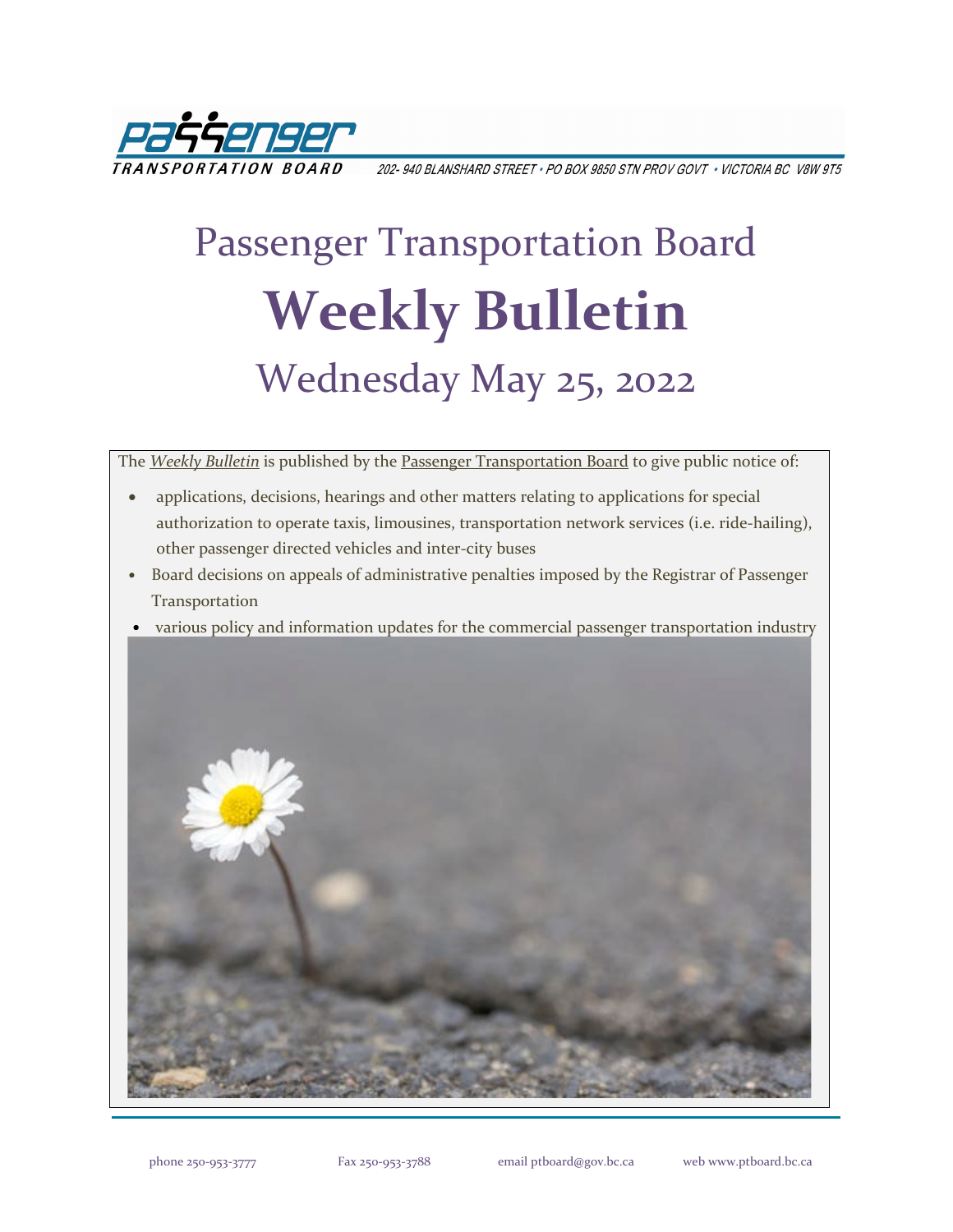Passenger Transportation Board

202- 940 BLANSHARD STREET • PO BOX 9850 STN PROV GOVT • VICTORIA BC V8W 9T5

# Passenger Transportation Board

# Weekly Bulletin

## Wednesday May 25, 2022

The *Weekly Bulletin* is published by the Passenger Transportation Board to give public notice of:

- applications, decisions, hearings and other matters relating to applications for special authorization to operate taxis, limousines, transportation network services (i.e. ride-hailing), other passenger directed vehicles and inter-city buses
- Board decisions on appeals of administrative penalties imposed by the Registrar of Passenger Transportation
- various policy and information updates for the commercial passenger transportation industry

phone 250-953-3777 Fax 250-953-3788 email ptboard@gov.bc.ca web www.ptboard.bc.ca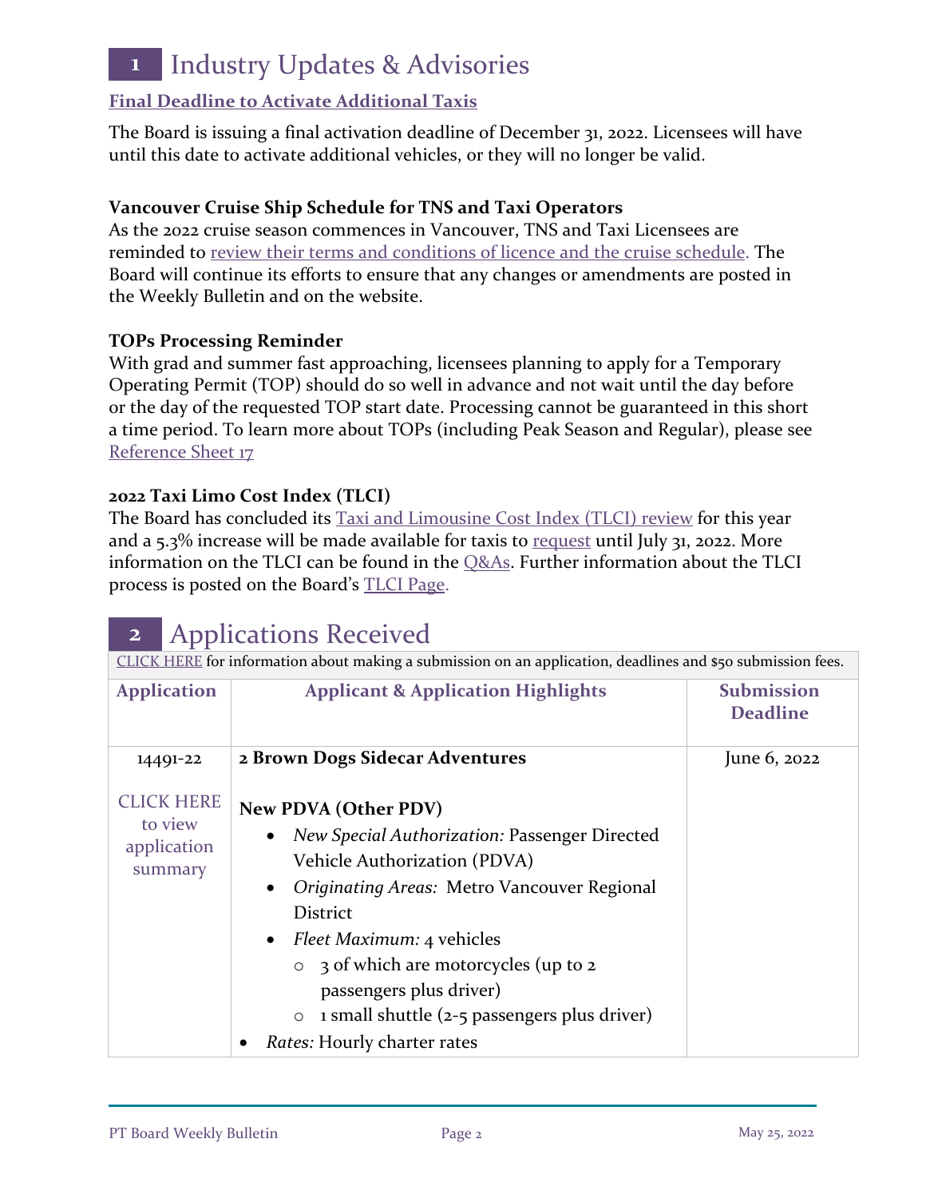# 1 Industry Updates & Advisories

**Final Deadline to Activate Additional Taxis**

The Board is issuing a final activation deadline of December 31, 2022. Licensees will have until this date to activate additional vehicles, or they will no longer be valid.

**Vancouver Cruise Ship Schedule for TNS and Taxi Operators**

As the 2022 cruise season commences in Vancouver, TNS and Taxi Licensees are reminded to review their terms and conditions of licence and the cruise schedule. The Board will continue its efforts to ensure that any changes or amendments are posted in the Weekly Bulletin and on the website.

**TOPs Processing Reminder**

With grad and summer fast approaching, licensees planning to apply for a Temporary Operating Permit (TOP) should do so well in advance and not wait until the day before or the day of the requested TOP start date. Processing cannot be guaranteed in this short a time period. To learn more about TOPs (including Peak Season and Regular), please see Reference Sheet 17

**2022 Taxi Limo Cost Index (TLCI)**

The Board has concluded its Taxi and Limousine Cost Index (TLCI) review for this year and a 5.3% increase will be made available for taxis to request until July 31, 2022. More information on the TLCI can be found in the Q&As. Further information about the TLCI process is posted on the Board's TLCI Page.

# 2 Applications Received

CLICK HERE for information about making a submission on an application, deadlines and $50 submission fees.

| Application | Applicant & Application Highlights | Submission Deadline |
|---|---|---|
| 14491-22<br><br>CLICK HERE to view application summary | **2 Brown Dogs Sidecar Adventures**<br><br>**New PDVA (Other PDV)**<br>• *New Special Authorization:* Passenger Directed Vehicle Authorization (PDVA)<br>• *Originating Areas:* Metro Vancouver Regional District<br>• *Fleet Maximum:* 4 vehicles<br>  ○ 3 of which are motorcycles (up to 2 passengers plus driver)<br>  ○ 1 small shuttle (2-5 passengers plus driver)<br>• *Rates:* Hourly charter rates | June 6, 2022 |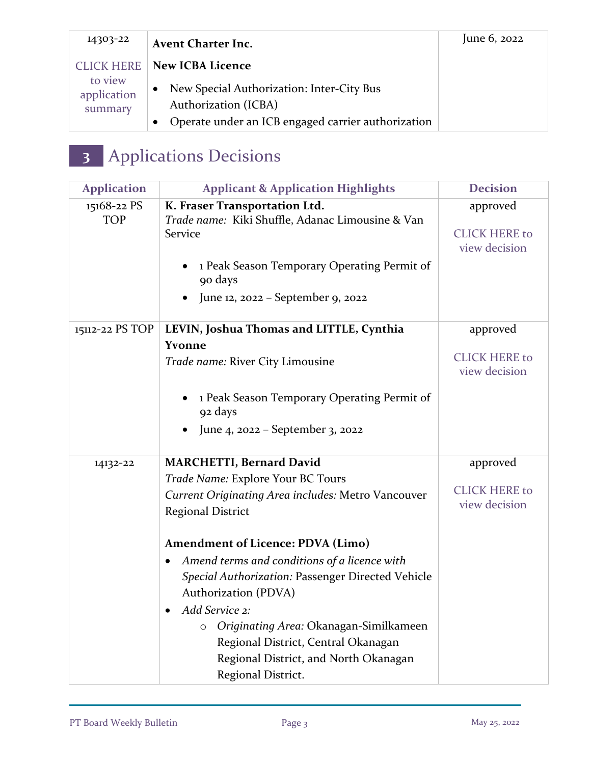| | | |
|---|---|---|
| 14303-22<br><br>CLICK HERE to view application summary | **Avent Charter Inc.**<br><br>**New ICBA Licence**<br>• New Special Authorization: Inter-City Bus Authorization (ICBA)<br>• Operate under an ICB engaged carrier authorization | June 6, 2022 |

## 3 Applications Decisions

| Application | Applicant & Application Highlights | Decision |
|---|---|---|
| 15168-22 PS TOP | **K. Fraser Transportation Ltd.**<br>*Trade name:* Kiki Shuffle, Adanac Limousine & Van Service<br><br>• 1 Peak Season Temporary Operating Permit of 90 days<br>• June 12, 2022 – September 9, 2022 | approved<br><br>CLICK HERE to view decision |
| 15112-22 PS TOP | **LEVIN, Joshua Thomas and LITTLE, Cynthia Yvonne**<br>*Trade name:* River City Limousine<br><br>• 1 Peak Season Temporary Operating Permit of 92 days<br>• June 4, 2022 – September 3, 2022 | approved<br><br>CLICK HERE to view decision |
| 14132-22 | **MARCHETTI, Bernard David**<br>*Trade Name:* Explore Your BC Tours<br>*Current Originating Area includes:* Metro Vancouver Regional District<br><br>**Amendment of Licence: PDVA (Limo)**<br>• *Amend terms and conditions of a licence with Special Authorization:* Passenger Directed Vehicle Authorization (PDVA)<br>• *Add Service 2:*<br>&nbsp;&nbsp;&nbsp;&nbsp;○ *Originating Area:* Okanagan-Similkameen Regional District, Central Okanagan Regional District, and North Okanagan Regional District. | approved<br><br>CLICK HERE to view decision |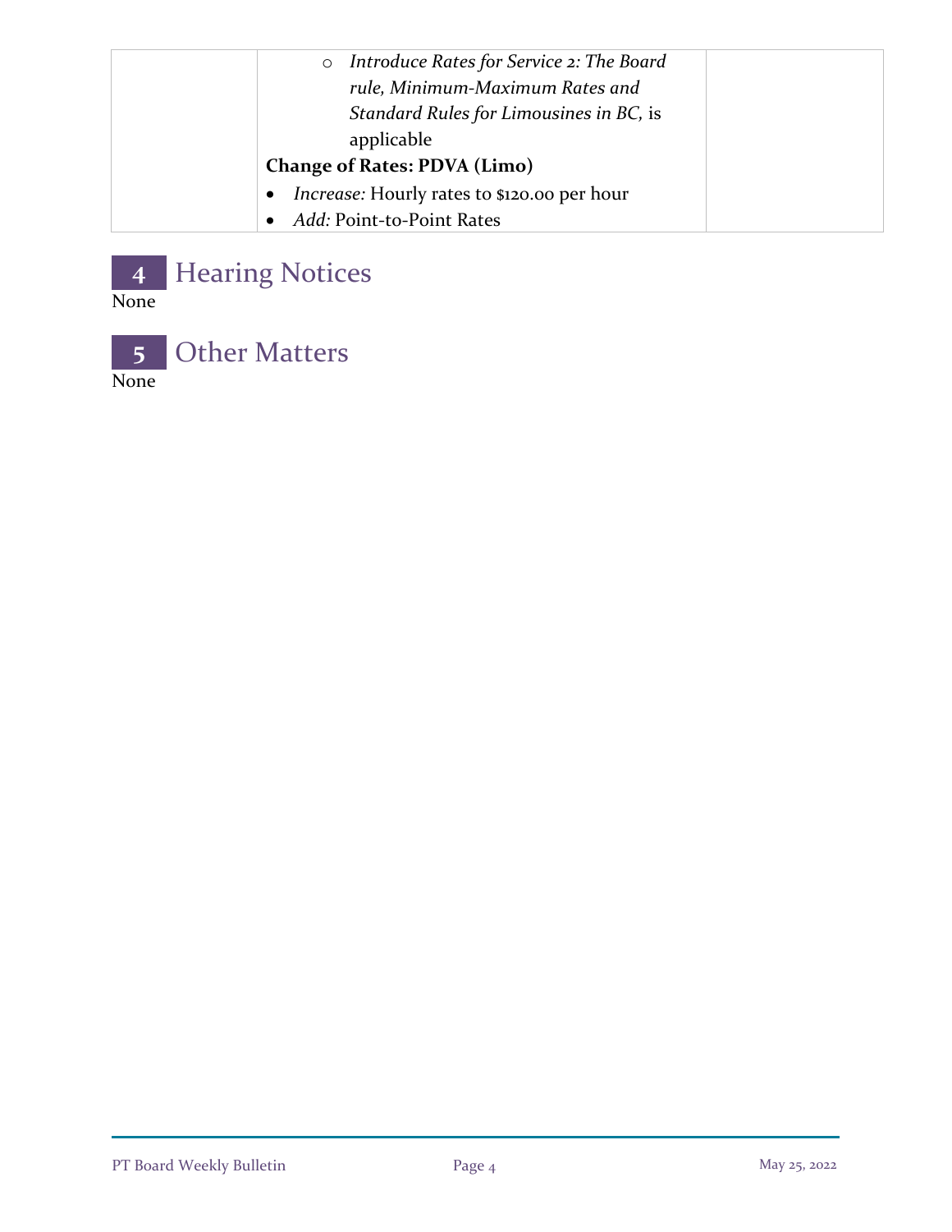| | | |
|---|---|---|
| | ◦ *Introduce Rates for Service 2: The Board rule, Minimum-Maximum Rates and Standard Rules for Limousines in BC,* is applicable<br>**Change of Rates: PDVA (Limo)**<br>• *Increase:* Hourly rates to $120.00 per hour<br>• *Add:* Point-to-Point Rates | |

## 4 Hearing Notices

None

## 5 Other Matters

None